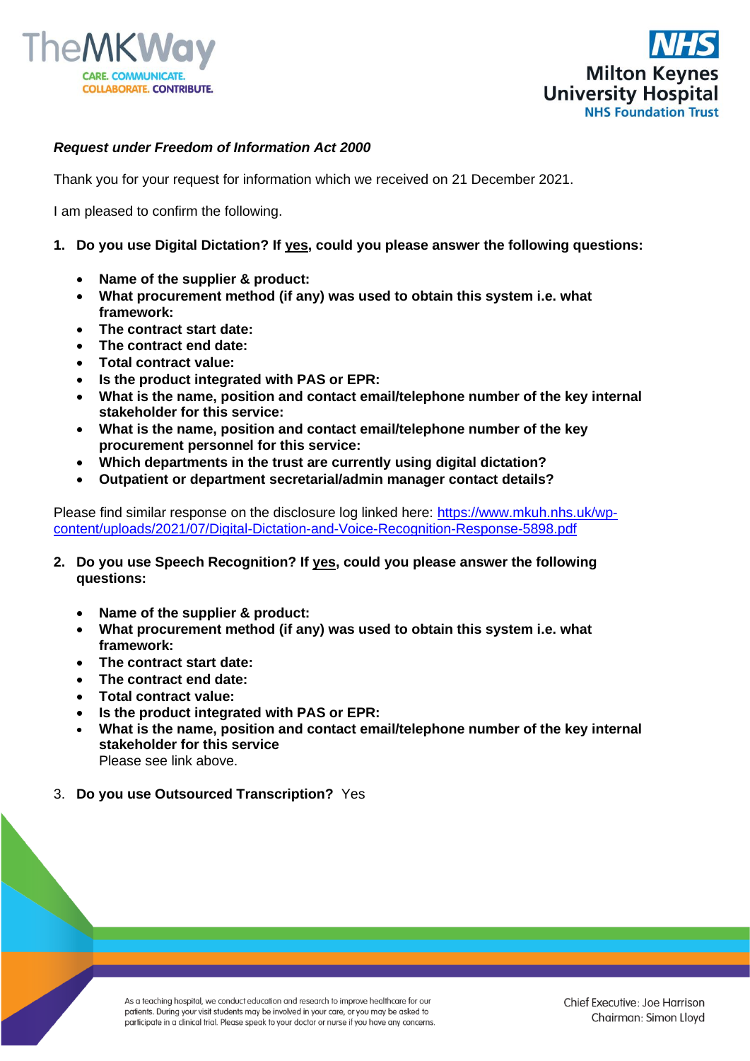*Request under Freedom of Information Act 2000*

Thank you for your request for information which we received on 21 December 2021.

I am pleased to confirm the following.

1. **Do you use Digital Dictation? If yes, could you please answer the following questions:**

   - **Name of the supplier & product:**
   - **What procurement method (if any) was used to obtain this system i.e. what framework:**
   - **The contract start date:**
   - **The contract end date:**
   - **Total contract value:**
   - **Is the product integrated with PAS or EPR:**
   - **What is the name, position and contact email/telephone number of the key internal stakeholder for this service:**
   - **What is the name, position and contact email/telephone number of the key procurement personnel for this service:**
   - **Which departments in the trust are currently using digital dictation?**
   - **Outpatient or department secretarial/admin manager contact details?**

Please find similar response on the disclosure log linked here: https://www.mkuh.nhs.uk/wp-content/uploads/2021/07/Digital-Dictation-and-Voice-Recognition-Response-5898.pdf

2. **Do you use Speech Recognition? If yes, could you please answer the following questions:**

   - **Name of the supplier & product:**
   - **What procurement method (if any) was used to obtain this system i.e. what framework:**
   - **The contract start date:**
   - **The contract end date:**
   - **Total contract value:**
   - **Is the product integrated with PAS or EPR:**
   - **What is the name, position and contact email/telephone number of the key internal stakeholder for this service**
     Please see link above.

3. **Do you use Outsourced Transcription?** Yes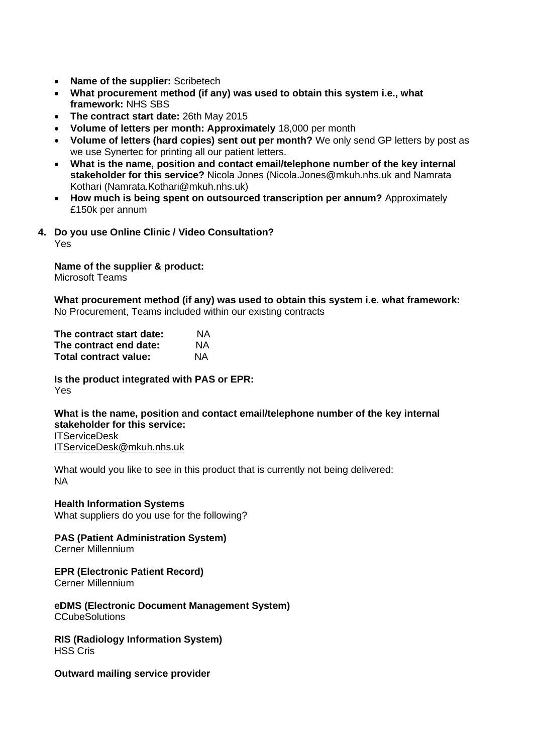- **Name of the supplier:** Scribetech
- **What procurement method (if any) was used to obtain this system i.e., what framework:** NHS SBS
- **The contract start date:** 26th May 2015
- **Volume of letters per month: Approximately** 18,000 per month
- **Volume of letters (hard copies) sent out per month?** We only send GP letters by post as we use Synertec for printing all our patient letters.
- **What is the name, position and contact email/telephone number of the key internal stakeholder for this service?** Nicola Jones (Nicola.Jones@mkuh.nhs.uk and Namrata Kothari (Namrata.Kothari@mkuh.nhs.uk)
- **How much is being spent on outsourced transcription per annum?** Approximately £150k per annum

**4. Do you use Online Clinic / Video Consultation?**
Yes

**Name of the supplier & product:**
Microsoft Teams

**What procurement method (if any) was used to obtain this system i.e. what framework:**
No Procurement, Teams included within our existing contracts

**The contract start date:** NA
**The contract end date:** NA
**Total contract value:** NA

**Is the product integrated with PAS or EPR:**
Yes

**What is the name, position and contact email/telephone number of the key internal stakeholder for this service:**
ITServiceDesk
ITServiceDesk@mkuh.nhs.uk

What would you like to see in this product that is currently not being delivered:
NA

**Health Information Systems**
What suppliers do you use for the following?

**PAS (Patient Administration System)**
Cerner Millennium

**EPR (Electronic Patient Record)**
Cerner Millennium

**eDMS (Electronic Document Management System)**
CCubeSolutions

**RIS (Radiology Information System)**
HSS Cris

**Outward mailing service provider**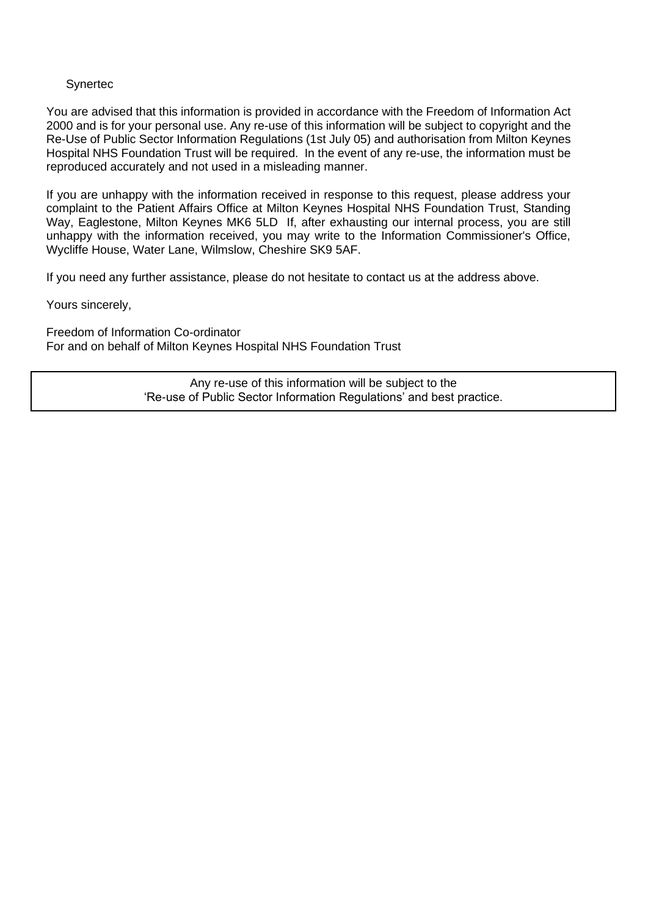Synertec

You are advised that this information is provided in accordance with the Freedom of Information Act 2000 and is for your personal use. Any re-use of this information will be subject to copyright and the Re-Use of Public Sector Information Regulations (1st July 05) and authorisation from Milton Keynes Hospital NHS Foundation Trust will be required. In the event of any re-use, the information must be reproduced accurately and not used in a misleading manner.

If you are unhappy with the information received in response to this request, please address your complaint to the Patient Affairs Office at Milton Keynes Hospital NHS Foundation Trust, Standing Way, Eaglestone, Milton Keynes MK6 5LD If, after exhausting our internal process, you are still unhappy with the information received, you may write to the Information Commissioner's Office, Wycliffe House, Water Lane, Wilmslow, Cheshire SK9 5AF.

If you need any further assistance, please do not hesitate to contact us at the address above.

Yours sincerely,

Freedom of Information Co-ordinator
For and on behalf of Milton Keynes Hospital NHS Foundation Trust

Any re-use of this information will be subject to the
'Re-use of Public Sector Information Regulations' and best practice.